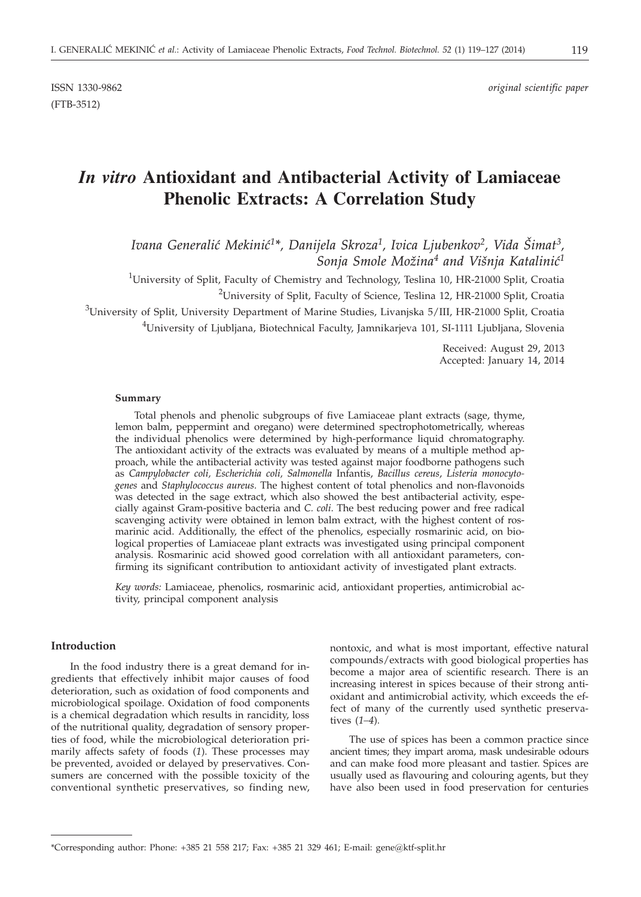ISSN 1330-9862 *original scientific paper*
(FTB-3512)

# *In vitro* Antioxidant and Antibacterial Activity of Lamiaceae Phenolic Extracts: A Correlation Study

*Ivana Generalić Mekinić[1]\*, Danijela Skroza[1], Ivica Ljubenkov[2], Vida Šimat[3], Sonja Smole Možina[4] and Višnja Katalinić[1]*

[1]University of Split, Faculty of Chemistry and Technology, Teslina 10, HR-21000 Split, Croatia
[2]University of Split, Faculty of Science, Teslina 12, HR-21000 Split, Croatia
[3]University of Split, University Department of Marine Studies, Livanjska 5/III, HR-21000 Split, Croatia
[4]University of Ljubljana, Biotechnical Faculty, Jamnikarjeva 101, SI-1111 Ljubljana, Slovenia

Received: August 29, 2013
Accepted: January 14, 2014

## Summary

Total phenols and phenolic subgroups of five Lamiaceae plant extracts (sage, thyme, lemon balm, peppermint and oregano) were determined spectrophotometrically, whereas the individual phenolics were determined by high-performance liquid chromatography. The antioxidant activity of the extracts was evaluated by means of a multiple method approach, while the antibacterial activity was tested against major foodborne pathogens such as *Campylobacter coli, Escherichia coli, Salmonella* Infantis, *Bacillus cereus, Listeria monocytogenes* and *Staphylococcus aureus*. The highest content of total phenolics and non-flavonoids was detected in the sage extract, which also showed the best antibacterial activity, especially against Gram-positive bacteria and *C. coli*. The best reducing power and free radical scavenging activity were obtained in lemon balm extract, with the highest content of rosmarinic acid. Additionally, the effect of the phenolics, especially rosmarinic acid, on biological properties of Lamiaceae plant extracts was investigated using principal component analysis. Rosmarinic acid showed good correlation with all antioxidant parameters, confirming its significant contribution to antioxidant activity of investigated plant extracts.

*Key words:* Lamiaceae, phenolics, rosmarinic acid, antioxidant properties, antimicrobial activity, principal component analysis

## Introduction

In the food industry there is a great demand for ingredients that effectively inhibit major causes of food deterioration, such as oxidation of food components and microbiological spoilage. Oxidation of food components is a chemical degradation which results in rancidity, loss of the nutritional quality, degradation of sensory properties of food, while the microbiological deterioration primarily affects safety of foods (*1*). These processes may be prevented, avoided or delayed by preservatives. Consumers are concerned with the possible toxicity of the conventional synthetic preservatives, so finding new, nontoxic, and what is most important, effective natural compounds/extracts with good biological properties has become a major area of scientific research. There is an increasing interest in spices because of their strong antioxidant and antimicrobial activity, which exceeds the effect of many of the currently used synthetic preservatives (*1–4*).

The use of spices has been a common practice since ancient times; they impart aroma, mask undesirable odours and can make food more pleasant and tastier. Spices are usually used as flavouring and colouring agents, but they have also been used in food preservation for centuries

\*Corresponding author: Phone: +385 21 558 217; Fax: +385 21 329 461; E-mail: gene@ktf-split.hr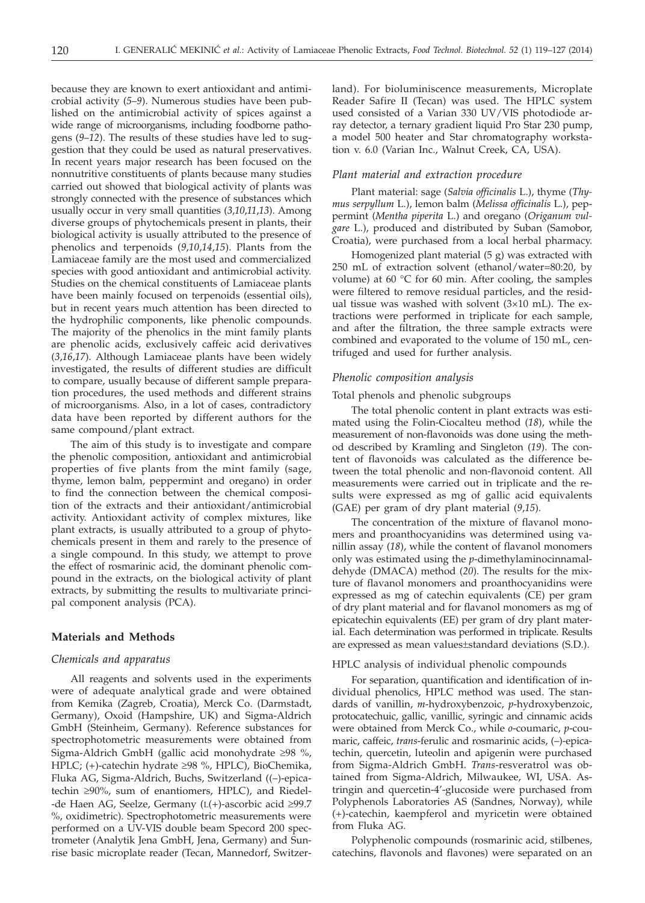because they are known to exert antioxidant and antimicrobial activity (*5–9*). Numerous studies have been published on the antimicrobial activity of spices against a wide range of microorganisms, including foodborne pathogens (*9–12*). The results of these studies have led to suggestion that they could be used as natural preservatives. In recent years major research has been focused on the nonnutritive constituents of plants because many studies carried out showed that biological activity of plants was strongly connected with the presence of substances which usually occur in very small quantities (*3,10,11,13*). Among diverse groups of phytochemicals present in plants, their biological activity is usually attributed to the presence of phenolics and terpenoids (*9,10,14,15*). Plants from the Lamiaceae family are the most used and commercialized species with good antioxidant and antimicrobial activity. Studies on the chemical constituents of Lamiaceae plants have been mainly focused on terpenoids (essential oils), but in recent years much attention has been directed to the hydrophilic components, like phenolic compounds. The majority of the phenolics in the mint family plants are phenolic acids, exclusively caffeic acid derivatives (*3,16,17*). Although Lamiaceae plants have been widely investigated, the results of different studies are difficult to compare, usually because of different sample preparation procedures, the used methods and different strains of microorganisms. Also, in a lot of cases, contradictory data have been reported by different authors for the same compound/plant extract.

The aim of this study is to investigate and compare the phenolic composition, antioxidant and antimicrobial properties of five plants from the mint family (sage, thyme, lemon balm, peppermint and oregano) in order to find the connection between the chemical composition of the extracts and their antioxidant/antimicrobial activity. Antioxidant activity of complex mixtures, like plant extracts, is usually attributed to a group of phytochemicals present in them and rarely to the presence of a single compound. In this study, we attempt to prove the effect of rosmarinic acid, the dominant phenolic compound in the extracts, on the biological activity of plant extracts, by submitting the results to multivariate principal component analysis (PCA).

## Materials and Methods

### Chemicals and apparatus

All reagents and solvents used in the experiments were of adequate analytical grade and were obtained from Kemika (Zagreb, Croatia), Merck Co. (Darmstadt, Germany), Oxoid (Hampshire, UK) and Sigma-Aldrich GmbH (Steinheim, Germany). Reference substances for spectrophotometric measurements were obtained from Sigma-Aldrich GmbH (gallic acid monohydrate ≥98 %, HPLC; (+)-catechin hydrate ≥98 %, HPLC), BioChemika, Fluka AG, Sigma-Aldrich, Buchs, Switzerland ((–)-epicatechin ≥90%, sum of enantiomers, HPLC), and Riedel-de Haen AG, Seelze, Germany (L(+)-ascorbic acid ≥99.7 %, oxidimetric). Spectrophotometric measurements were performed on a UV-VIS double beam Specord 200 spectrometer (Analytik Jena GmbH, Jena, Germany) and Sunrise basic microplate reader (Tecan, Mannedorf, Switzerland). For bioluminiscence measurements, Microplate Reader Safire II (Tecan) was used. The HPLC system used consisted of a Varian 330 UV/VIS photodiode array detector, a ternary gradient liquid Pro Star 230 pump, a model 500 heater and Star chromatography workstation v. 6.0 (Varian Inc., Walnut Creek, CA, USA).

### Plant material and extraction procedure

Plant material: sage (*Salvia officinalis* L.), thyme (*Thymus serpyllum* L.), lemon balm (*Melissa officinalis* L.), peppermint (*Mentha piperita* L.) and oregano (*Origanum vulgare* L.), produced and distributed by Suban (Samobor, Croatia), were purchased from a local herbal pharmacy.

Homogenized plant material (5 g) was extracted with 250 mL of extraction solvent (ethanol/water=80:20, by volume) at 60 °C for 60 min. After cooling, the samples were filtered to remove residual particles, and the residual tissue was washed with solvent (3×10 mL). The extractions were performed in triplicate for each sample, and after the filtration, the three sample extracts were combined and evaporated to the volume of 150 mL, centrifuged and used for further analysis.

### Phenolic composition analysis

#### Total phenols and phenolic subgroups

The total phenolic content in plant extracts was estimated using the Folin-Ciocalteu method (*18*), while the measurement of non-flavonoids was done using the method described by Kramling and Singleton (*19*). The content of flavonoids was calculated as the difference between the total phenolic and non-flavonoid content. All measurements were carried out in triplicate and the results were expressed as mg of gallic acid equivalents (GAE) per gram of dry plant material (*9,15*).

The concentration of the mixture of flavanol monomers and proanthocyanidins was determined using vanillin assay (*18*), while the content of flavanol monomers only was estimated using the *p*-dimethylaminocinnamaldehyde (DMACA) method (*20*). The results for the mixture of flavanol monomers and proanthocyanidins were expressed as mg of catechin equivalents (CE) per gram of dry plant material and for flavanol monomers as mg of epicatechin equivalents (EE) per gram of dry plant material. Each determination was performed in triplicate. Results are expressed as mean values±standard deviations (S.D.).

#### HPLC analysis of individual phenolic compounds

For separation, quantification and identification of individual phenolics, HPLC method was used. The standards of vanillin, *m*-hydroxybenzoic, *p*-hydroxybenzoic, protocatechuic, gallic, vanillic, syringic and cinnamic acids were obtained from Merck Co., while *o*-coumaric, *p*-coumaric, caffeic, *trans*-ferulic and rosmarinic acids, (–)-epicatechin, quercetin, luteolin and apigenin were purchased from Sigma-Aldrich GmbH. *Trans*-resveratrol was obtained from Sigma-Aldrich, Milwaukee, WI, USA. Astringin and quercetin-4'-glucoside were purchased from Polyphenols Laboratories AS (Sandnes, Norway), while (+)-catechin, kaempferol and myricetin were obtained from Fluka AG.

Polyphenolic compounds (rosmarinic acid, stilbenes, catechins, flavonols and flavones) were separated on an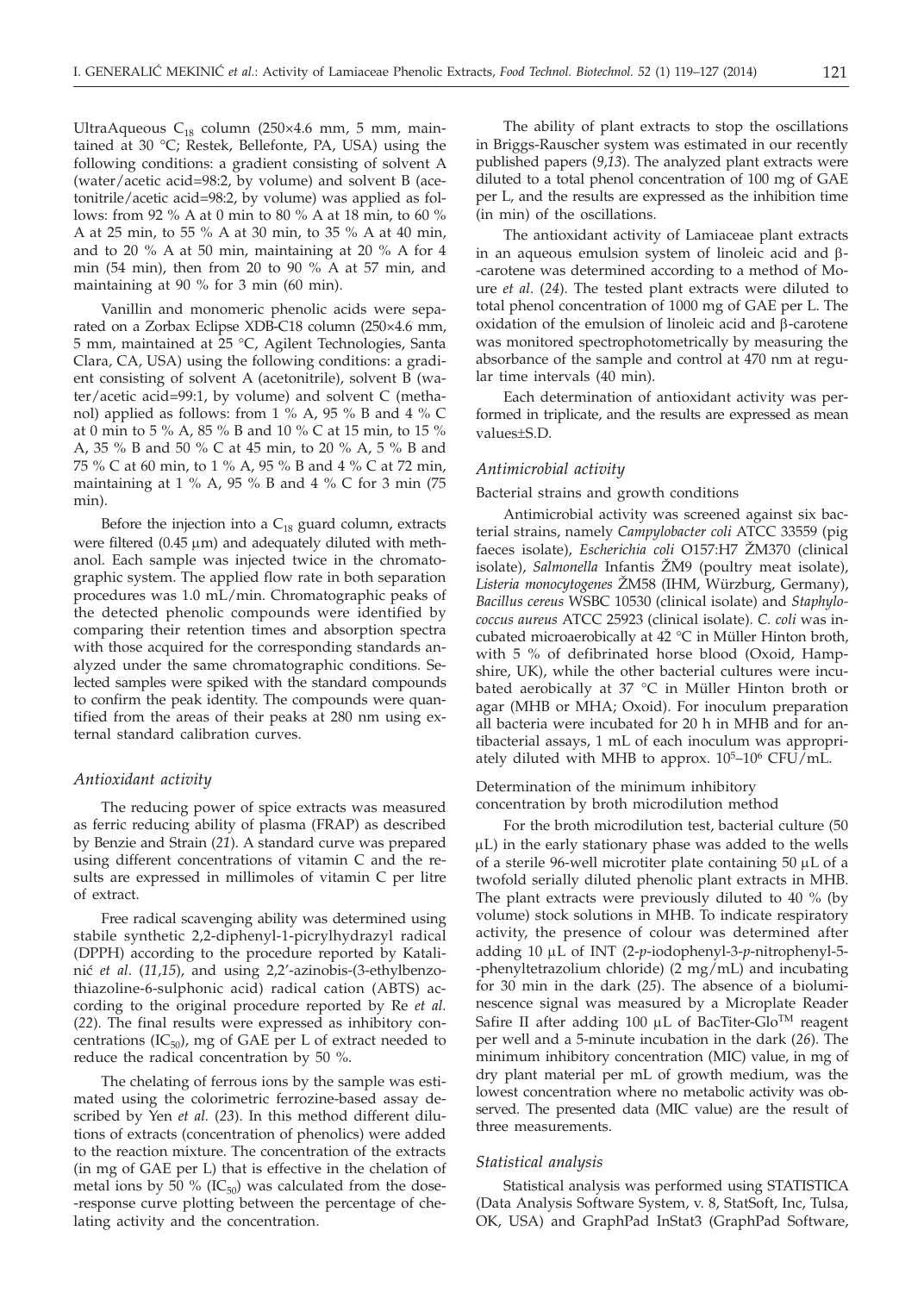UltraAqueous $C_{18}$ column (250×4.6 mm, 5 mm, maintained at 30 °C; Restek, Bellefonte, PA, USA) using the following conditions: a gradient consisting of solvent A (water/acetic acid=98:2, by volume) and solvent B (acetonitrile/acetic acid=98:2, by volume) was applied as follows: from 92 % A at 0 min to 80 % A at 18 min, to 60 % A at 25 min, to 55 % A at 30 min, to 35 % A at 40 min, and to 20 % A at 50 min, maintaining at 20 % A for 4 min (54 min), then from 20 to 90 % A at 57 min, and maintaining at 90 % for 3 min (60 min).

Vanillin and monomeric phenolic acids were separated on a Zorbax Eclipse XDB-C18 column (250×4.6 mm, 5 mm, maintained at 25 °C, Agilent Technologies, Santa Clara, CA, USA) using the following conditions: a gradient consisting of solvent A (acetonitrile), solvent B (water/acetic acid=99:1, by volume) and solvent C (methanol) applied as follows: from 1 % A, 95 % B and 4 % C at 0 min to 5 % A, 85 % B and 10 % C at 15 min, to 15 % A, 35 % B and 50 % C at 45 min, to 20 % A, 5 % B and 75 % C at 60 min, to 1 % A, 95 % B and 4 % C at 72 min, maintaining at 1 % A, 95 % B and 4 % C for 3 min (75 min).

Before the injection into a $C_{18}$ guard column, extracts were filtered (0.45 µm) and adequately diluted with methanol. Each sample was injected twice in the chromatographic system. The applied flow rate in both separation procedures was 1.0 mL/min. Chromatographic peaks of the detected phenolic compounds were identified by comparing their retention times and absorption spectra with those acquired for the corresponding standards analyzed under the same chromatographic conditions. Selected samples were spiked with the standard compounds to confirm the peak identity. The compounds were quantified from the areas of their peaks at 280 nm using external standard calibration curves.

### *Antioxidant activity*

The reducing power of spice extracts was measured as ferric reducing ability of plasma (FRAP) as described by Benzie and Strain (*21*). A standard curve was prepared using different concentrations of vitamin C and the results are expressed in millimoles of vitamin C per litre of extract.

Free radical scavenging ability was determined using stabile synthetic 2,2-diphenyl-1-picrylhydrazyl radical (DPPH) according to the procedure reported by Katalinić *et al.* (*11,15*), and using 2,2'-azinobis-(3-ethylbenzothiazoline-6-sulphonic acid) radical cation (ABTS) according to the original procedure reported by Re *et al.* (*22*). The final results were expressed as inhibitory concentrations ($IC_{50}$), mg of GAE per L of extract needed to reduce the radical concentration by 50 %.

The chelating of ferrous ions by the sample was estimated using the colorimetric ferrozine-based assay described by Yen *et al.* (*23*). In this method different dilutions of extracts (concentration of phenolics) were added to the reaction mixture. The concentration of the extracts (in mg of GAE per L) that is effective in the chelation of metal ions by 50 % ($IC_{50}$) was calculated from the dose-response curve plotting between the percentage of chelating activity and the concentration.

The ability of plant extracts to stop the oscillations in Briggs-Rauscher system was estimated in our recently published papers (*9,13*). The analyzed plant extracts were diluted to a total phenol concentration of 100 mg of GAE per L, and the results are expressed as the inhibition time (in min) of the oscillations.

The antioxidant activity of Lamiaceae plant extracts in an aqueous emulsion system of linoleic acid and β-carotene was determined according to a method of Moure *et al.* (*24*). The tested plant extracts were diluted to total phenol concentration of 1000 mg of GAE per L. The oxidation of the emulsion of linoleic acid and β-carotene was monitored spectrophotometrically by measuring the absorbance of the sample and control at 470 nm at regular time intervals (40 min).

Each determination of antioxidant activity was performed in triplicate, and the results are expressed as mean values±S.D.

### *Antimicrobial activity*

#### Bacterial strains and growth conditions

Antimicrobial activity was screened against six bacterial strains, namely *Campylobacter coli* ATCC 33559 (pig faeces isolate), *Escherichia coli* O157:H7 ŽM370 (clinical isolate), *Salmonella* Infantis ŽM9 (poultry meat isolate), *Listeria monocytogenes* ŽM58 (IHM, Würzburg, Germany), *Bacillus cereus* WSBC 10530 (clinical isolate) and *Staphylococcus aureus* ATCC 25923 (clinical isolate). *C. coli* was incubated microaerobically at 42 °C in Müller Hinton broth, with 5 % of defibrinated horse blood (Oxoid, Hampshire, UK), while the other bacterial cultures were incubated aerobically at 37 °C in Müller Hinton broth or agar (MHB or MHA; Oxoid). For inoculum preparation all bacteria were incubated for 20 h in MHB and for antibacterial assays, 1 mL of each inoculum was appropriately diluted with MHB to approx. $10^5$–$10^6$ CFU/mL.

#### Determination of the minimum inhibitory concentration by broth microdilution method

For the broth microdilution test, bacterial culture (50 µL) in the early stationary phase was added to the wells of a sterile 96-well microtiter plate containing 50 µL of a twofold serially diluted phenolic plant extracts in MHB. The plant extracts were previously diluted to 40 % (by volume) stock solutions in MHB. To indicate respiratory activity, the presence of colour was determined after adding 10 µL of INT (2-*p*-iodophenyl-3-*p*-nitrophenyl-5-phenyltetrazolium chloride) (2 mg/mL) and incubating for 30 min in the dark (*25*). The absence of a bioluminescence signal was measured by a Microplate Reader Safire II after adding 100 µL of BacTiter-Glo™ reagent per well and a 5-minute incubation in the dark (*26*). The minimum inhibitory concentration (MIC) value, in mg of dry plant material per mL of growth medium, was the lowest concentration where no metabolic activity was observed. The presented data (MIC value) are the result of three measurements.

### *Statistical analysis*

Statistical analysis was performed using STATISTICA (Data Analysis Software System, v. 8, StatSoft, Inc, Tulsa, OK, USA) and GraphPad InStat3 (GraphPad Software,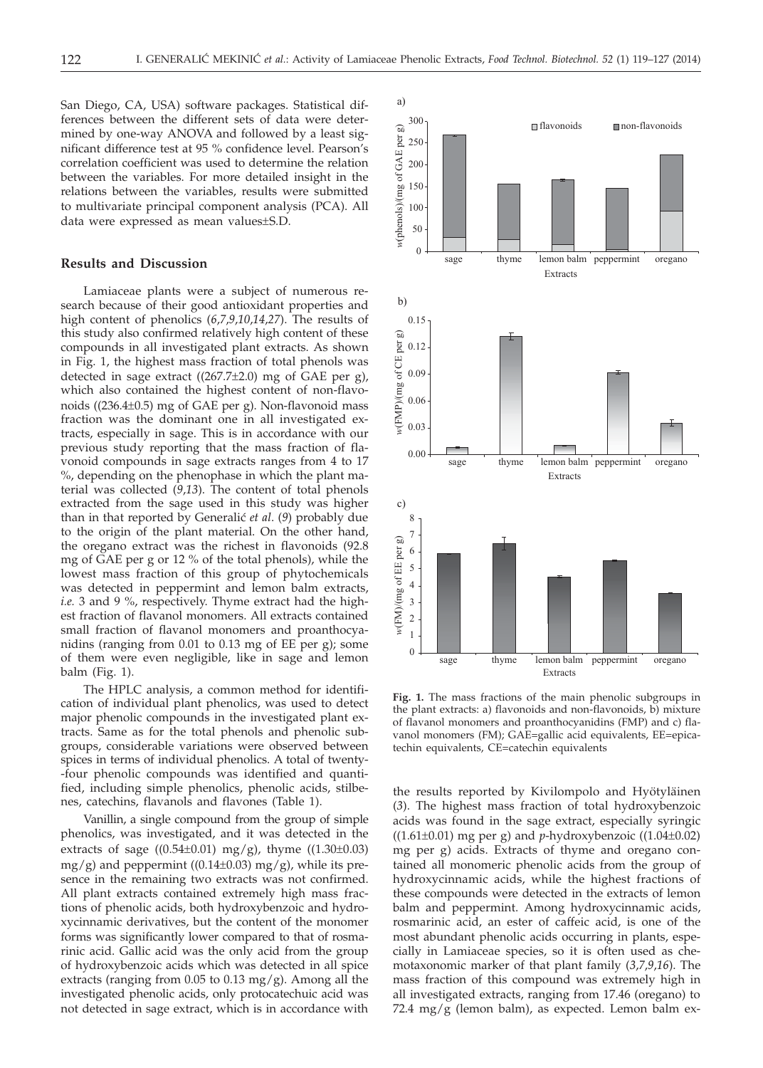San Diego, CA, USA) software packages. Statistical differences between the different sets of data were determined by one-way ANOVA and followed by a least significant difference test at 95 % confidence level. Pearson's correlation coefficient was used to determine the relation between the variables. For more detailed insight in the relations between the variables, results were submitted to multivariate principal component analysis (PCA). All data were expressed as mean values±S.D.

## Results and Discussion

Lamiaceae plants were a subject of numerous research because of their good antioxidant properties and high content of phenolics (*6,7,9,10,14,27*). The results of this study also confirmed relatively high content of these compounds in all investigated plant extracts. As shown in Fig. 1, the highest mass fraction of total phenols was detected in sage extract ((267.7±2.0) mg of GAE per g), which also contained the highest content of non-flavonoids ((236.4±0.5) mg of GAE per g). Non-flavonoid mass fraction was the dominant one in all investigated extracts, especially in sage. This is in accordance with our previous study reporting that the mass fraction of flavonoid compounds in sage extracts ranges from 4 to 17 %, depending on the phenophase in which the plant material was collected (*9,13*). The content of total phenols extracted from the sage used in this study was higher than in that reported by Generalić *et al*. (*9*) probably due to the origin of the plant material. On the other hand, the oregano extract was the richest in flavonoids (92.8 mg of GAE per g or 12 % of the total phenols), while the lowest mass fraction of this group of phytochemicals was detected in peppermint and lemon balm extracts, *i.e.* 3 and 9 %, respectively. Thyme extract had the highest fraction of flavanol monomers. All extracts contained small fraction of flavanol monomers and proanthocyanidins (ranging from 0.01 to 0.13 mg of EE per g); some of them were even negligible, like in sage and lemon balm (Fig. 1).

The HPLC analysis, a common method for identification of individual plant phenolics, was used to detect major phenolic compounds in the investigated plant extracts. Same as for the total phenols and phenolic subgroups, considerable variations were observed between spices in terms of individual phenolics. A total of twenty-four phenolic compounds was identified and quantified, including simple phenolics, phenolic acids, stilbenes, catechins, flavanols and flavones (Table 1).

Vanillin, a single compound from the group of simple phenolics, was investigated, and it was detected in the extracts of sage ((0.54±0.01) mg/g), thyme ((1.30±0.03) mg/g) and peppermint ((0.14±0.03) mg/g), while its presence in the remaining two extracts was not confirmed. All plant extracts contained extremely high mass fractions of phenolic acids, both hydroxybenzoic and hydroxycinnamic derivatives, but the content of the monomer forms was significantly lower compared to that of rosmarinic acid. Gallic acid was the only acid from the group of hydroxybenzoic acids which was detected in all spice extracts (ranging from 0.05 to 0.13 mg/g). Among all the investigated phenolic acids, only protocatechuic acid was not detected in sage extract, which is in accordance with the results reported by Kivilompolo and Hyötyläinen (*3*). The highest mass fraction of total hydroxybenzoic acids was found in the sage extract, especially syringic ((1.61±0.01) mg per g) and *p*-hydroxybenzoic ((1.04±0.02) mg per g) acids. Extracts of thyme and oregano contained all monomeric phenolic acids from the group of hydroxycinnamic acids, while the highest fractions of these compounds were detected in the extracts of lemon balm and peppermint. Among hydroxycinnamic acids, rosmarinic acid, an ester of caffeic acid, is one of the most abundant phenolic acids occurring in plants, especially in Lamiaceae species, so it is often used as chemotaxonomic marker of that plant family (*3,7,9,16*). The mass fraction of this compound was extremely high in all investigated extracts, ranging from 17.46 (oregano) to 72.4 mg/g (lemon balm), as expected. Lemon balm ex-

**Fig. 1.** The mass fractions of the main phenolic subgroups in the plant extracts: a) flavonoids and non-flavonoids, b) mixture of flavanol monomers and proanthocyanidins (FMP) and c) flavanol monomers (FM); GAE=gallic acid equivalents, EE=epicatechin equivalents, CE=catechin equivalents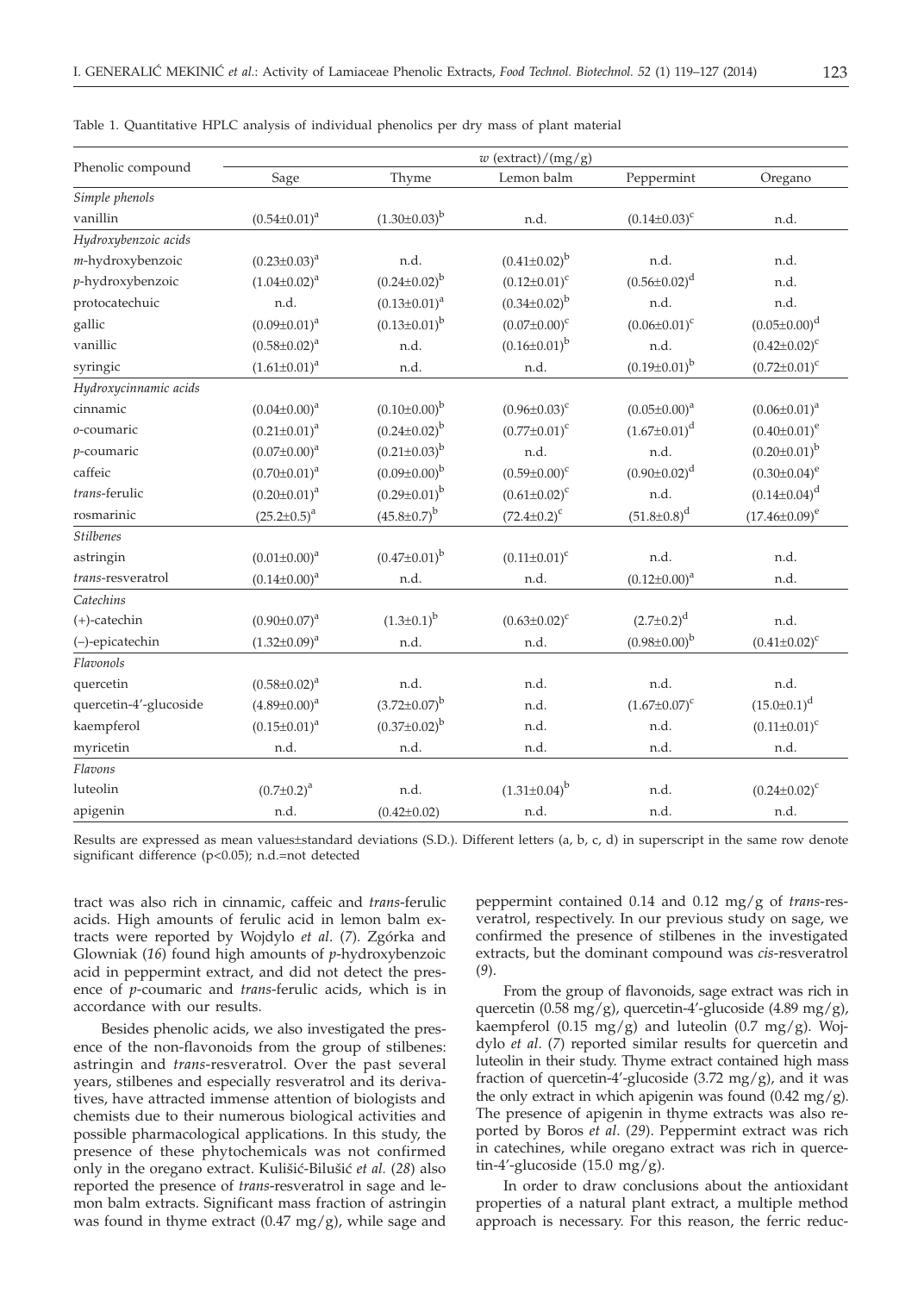Table 1. Quantitative HPLC analysis of individual phenolics per dry mass of plant material

| Phenolic compound | $w$ (extract)/(mg/g) | | | | |
|---|---|---|---|---|---|
| | Sage | Thyme | Lemon balm | Peppermint | Oregano |
| *Simple phenols* | | | | | |
| vanillin | $(0.54\pm0.01)^{a}$ | $(1.30\pm0.03)^{b}$ | n.d. | $(0.14\pm0.03)^{c}$ | n.d. |
| *Hydroxybenzoic acids* | | | | | |
| *m*-hydroxybenzoic | $(0.23\pm0.03)^{a}$ | n.d. | $(0.41\pm0.02)^{b}$ | n.d. | n.d. |
| *p*-hydroxybenzoic | $(1.04\pm0.02)^{a}$ | $(0.24\pm0.02)^{b}$ | $(0.12\pm0.01)^{c}$ | $(0.56\pm0.02)^{d}$ | n.d. |
| protocatechuic | n.d. | $(0.13\pm0.01)^{a}$ | $(0.34\pm0.02)^{b}$ | n.d. | n.d. |
| gallic | $(0.09\pm0.01)^{a}$ | $(0.13\pm0.01)^{b}$ | $(0.07\pm0.00)^{c}$ | $(0.06\pm0.01)^{c}$ | $(0.05\pm0.00)^{d}$ |
| vanillic | $(0.58\pm0.02)^{a}$ | n.d. | $(0.16\pm0.01)^{b}$ | n.d. | $(0.42\pm0.02)^{c}$ |
| syringic | $(1.61\pm0.01)^{a}$ | n.d. | n.d. | $(0.19\pm0.01)^{b}$ | $(0.72\pm0.01)^{c}$ |
| *Hydroxycinnamic acids* | | | | | |
| cinnamic | $(0.04\pm0.00)^{a}$ | $(0.10\pm0.00)^{b}$ | $(0.96\pm0.03)^{c}$ | $(0.05\pm0.00)^{a}$ | $(0.06\pm0.01)^{a}$ |
| *o*-coumaric | $(0.21\pm0.01)^{a}$ | $(0.24\pm0.02)^{b}$ | $(0.77\pm0.01)^{c}$ | $(1.67\pm0.01)^{d}$ | $(0.40\pm0.01)^{e}$ |
| *p*-coumaric | $(0.07\pm0.00)^{a}$ | $(0.21\pm0.03)^{b}$ | n.d. | n.d. | $(0.20\pm0.01)^{b}$ |
| caffeic | $(0.70\pm0.01)^{a}$ | $(0.09\pm0.00)^{b}$ | $(0.59\pm0.00)^{c}$ | $(0.90\pm0.02)^{d}$ | $(0.30\pm0.04)^{e}$ |
| *trans*-ferulic | $(0.20\pm0.01)^{a}$ | $(0.29\pm0.01)^{b}$ | $(0.61\pm0.02)^{c}$ | n.d. | $(0.14\pm0.04)^{d}$ |
| rosmarinic | $(25.2\pm0.5)^{a}$ | $(45.8\pm0.7)^{b}$ | $(72.4\pm0.2)^{c}$ | $(51.8\pm0.8)^{d}$ | $(17.46\pm0.09)^{e}$ |
| *Stilbenes* | | | | | |
| astringin | $(0.01\pm0.00)^{a}$ | $(0.47\pm0.01)^{b}$ | $(0.11\pm0.01)^{c}$ | n.d. | n.d. |
| *trans*-resveratrol | $(0.14\pm0.00)^{a}$ | n.d. | n.d. | $(0.12\pm0.00)^{a}$ | n.d. |
| *Catechins* | | | | | |
| (+)-catechin | $(0.90\pm0.07)^{a}$ | $(1.3\pm0.1)^{b}$ | $(0.63\pm0.02)^{c}$ | $(2.7\pm0.2)^{d}$ | n.d. |
| (–)-epicatechin | $(1.32\pm0.09)^{a}$ | n.d. | n.d. | $(0.98\pm0.00)^{b}$ | $(0.41\pm0.02)^{c}$ |
| *Flavonols* | | | | | |
| quercetin | $(0.58\pm0.02)^{a}$ | n.d. | n.d. | n.d. | n.d. |
| quercetin-4'-glucoside | $(4.89\pm0.00)^{a}$ | $(3.72\pm0.07)^{b}$ | n.d. | $(1.67\pm0.07)^{c}$ | $(15.0\pm0.1)^{d}$ |
| kaempferol | $(0.15\pm0.01)^{a}$ | $(0.37\pm0.02)^{b}$ | n.d. | n.d. | $(0.11\pm0.01)^{c}$ |
| myricetin | n.d. | n.d. | n.d. | n.d. | n.d. |
| *Flavons* | | | | | |
| luteolin | $(0.7\pm0.2)^{a}$ | n.d. | $(1.31\pm0.04)^{b}$ | n.d. | $(0.24\pm0.02)^{c}$ |
| apigenin | n.d. | $(0.42\pm0.02)$ | n.d. | n.d. | n.d. |

Results are expressed as mean values±standard deviations (S.D.). Different letters (a, b, c, d) in superscript in the same row denote significant difference ($p<0.05$); n.d.=not detected

tract was also rich in cinnamic, caffeic and *trans*-ferulic acids. High amounts of ferulic acid in lemon balm extracts were reported by Wojdylo *et al.* (*7*). Zgórka and Glowniak (*16*) found high amounts of *p*-hydroxybenzoic acid in peppermint extract, and did not detect the presence of *p*-coumaric and *trans*-ferulic acids, which is in accordance with our results.

Besides phenolic acids, we also investigated the presence of the non-flavonoids from the group of stilbenes: astringin and *trans*-resveratrol. Over the past several years, stilbenes and especially resveratrol and its derivatives, have attracted immense attention of biologists and chemists due to their numerous biological activities and possible pharmacological applications. In this study, the presence of these phytochemicals was not confirmed only in the oregano extract. Kulišić-Bilušić *et al.* (*28*) also reported the presence of *trans*-resveratrol in sage and lemon balm extracts. Significant mass fraction of astringin was found in thyme extract (0.47 mg/g), while sage and peppermint contained 0.14 and 0.12 mg/g of *trans*-resveratrol, respectively. In our previous study on sage, we confirmed the presence of stilbenes in the investigated extracts, but the dominant compound was *cis*-resveratrol (*9*).

From the group of flavonoids, sage extract was rich in quercetin (0.58 mg/g), quercetin-4'-glucoside (4.89 mg/g), kaempferol (0.15 mg/g) and luteolin (0.7 mg/g). Wojdylo *et al.* (*7*) reported similar results for quercetin and luteolin in their study. Thyme extract contained high mass fraction of quercetin-4'-glucoside (3.72 mg/g), and it was the only extract in which apigenin was found (0.42 mg/g). The presence of apigenin in thyme extracts was also reported by Boros *et al.* (*29*). Peppermint extract was rich in catechines, while oregano extract was rich in quercetin-4'-glucoside (15.0 mg/g).

In order to draw conclusions about the antioxidant properties of a natural plant extract, a multiple method approach is necessary. For this reason, the ferric reduc-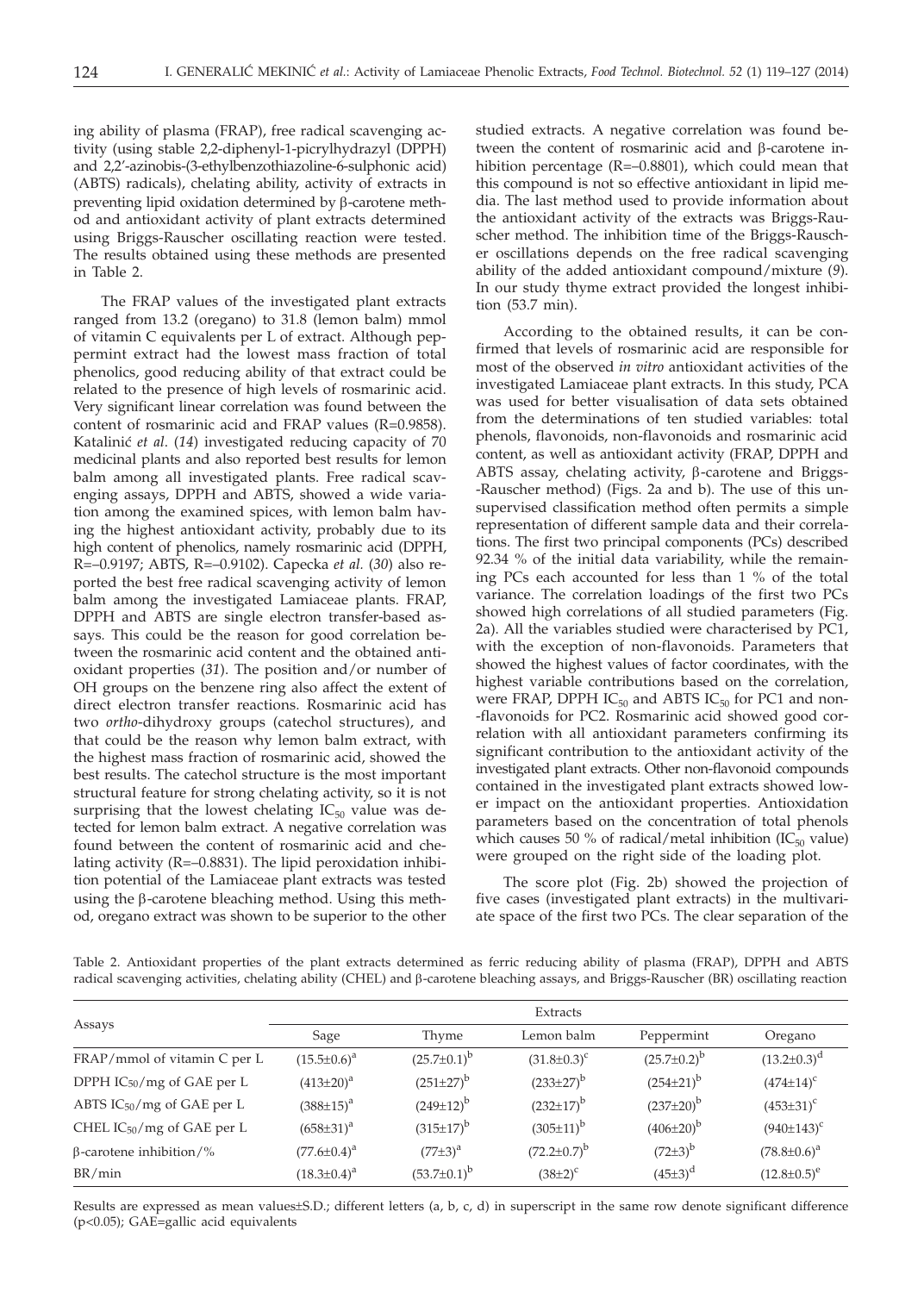ing ability of plasma (FRAP), free radical scavenging activity (using stable 2,2-diphenyl-1-picrylhydrazyl (DPPH) and 2,2'-azinobis-(3-ethylbenzothiazoline-6-sulphonic acid) (ABTS) radicals), chelating ability, activity of extracts in preventing lipid oxidation determined by β-carotene method and antioxidant activity of plant extracts determined using Briggs-Rauscher oscillating reaction were tested. The results obtained using these methods are presented in Table 2.

The FRAP values of the investigated plant extracts ranged from 13.2 (oregano) to 31.8 (lemon balm) mmol of vitamin C equivalents per L of extract. Although peppermint extract had the lowest mass fraction of total phenolics, good reducing ability of that extract could be related to the presence of high levels of rosmarinic acid. Very significant linear correlation was found between the content of rosmarinic acid and FRAP values (R=0.9858). Katalinić *et al.* (*14*) investigated reducing capacity of 70 medicinal plants and also reported best results for lemon balm among all investigated plants. Free radical scavenging assays, DPPH and ABTS, showed a wide variation among the examined spices, with lemon balm having the highest antioxidant activity, probably due to its high content of phenolics, namely rosmarinic acid (DPPH, R=–0.9197; ABTS, R=–0.9102). Capecka *et al.* (*30*) also reported the best free radical scavenging activity of lemon balm among the investigated Lamiaceae plants. FRAP, DPPH and ABTS are single electron transfer-based assays. This could be the reason for good correlation between the rosmarinic acid content and the obtained antioxidant properties (*31*). The position and/or number of OH groups on the benzene ring also affect the extent of direct electron transfer reactions. Rosmarinic acid has two *ortho*-dihydroxy groups (catechol structures), and that could be the reason why lemon balm extract, with the highest mass fraction of rosmarinic acid, showed the best results. The catechol structure is the most important structural feature for strong chelating activity, so it is not surprising that the lowest chelating $IC_{50}$ value was detected for lemon balm extract. A negative correlation was found between the content of rosmarinic acid and chelating activity (R=–0.8831). The lipid peroxidation inhibition potential of the Lamiaceae plant extracts was tested using the β-carotene bleaching method. Using this method, oregano extract was shown to be superior to the other studied extracts. A negative correlation was found between the content of rosmarinic acid and β-carotene inhibition percentage (R=–0.8801), which could mean that this compound is not so effective antioxidant in lipid media. The last method used to provide information about the antioxidant activity of the extracts was Briggs-Rauscher method. The inhibition time of the Briggs-Rauscher oscillations depends on the free radical scavenging ability of the added antioxidant compound/mixture (*9*). In our study thyme extract provided the longest inhibition (53.7 min).

According to the obtained results, it can be confirmed that levels of rosmarinic acid are responsible for most of the observed *in vitro* antioxidant activities of the investigated Lamiaceae plant extracts. In this study, PCA was used for better visualisation of data sets obtained from the determinations of ten studied variables: total phenols, flavonoids, non-flavonoids and rosmarinic acid content, as well as antioxidant activity (FRAP, DPPH and ABTS assay, chelating activity, β-carotene and Briggs-Rauscher method) (Figs. 2a and b). The use of this unsupervised classification method often permits a simple representation of different sample data and their correlations. The first two principal components (PCs) described 92.34 % of the initial data variability, while the remaining PCs each accounted for less than 1 % of the total variance. The correlation loadings of the first two PCs showed high correlations of all studied parameters (Fig. 2a). All the variables studied were characterised by PC1, with the exception of non-flavonoids. Parameters that showed the highest values of factor coordinates, with the highest variable contributions based on the correlation, were FRAP, DPPH $IC_{50}$ and ABTS $IC_{50}$ for PC1 and non-flavonoids for PC2. Rosmarinic acid showed good correlation with all antioxidant parameters confirming its significant contribution to the antioxidant activity of the investigated plant extracts. Other non-flavonoid compounds contained in the investigated plant extracts showed lower impact on the antioxidant properties. Antioxidation parameters based on the concentration of total phenols which causes 50 % of radical/metal inhibition ($IC_{50}$ value) were grouped on the right side of the loading plot.

The score plot (Fig. 2b) showed the projection of five cases (investigated plant extracts) in the multivariate space of the first two PCs. The clear separation of the

Table 2. Antioxidant properties of the plant extracts determined as ferric reducing ability of plasma (FRAP), DPPH and ABTS radical scavenging activities, chelating ability (CHEL) and β-carotene bleaching assays, and Briggs-Rauscher (BR) oscillating reaction

| Assays | Extracts | | | | |
|---|---|---|---|---|---|
| | Sage | Thyme | Lemon balm | Peppermint | Oregano |
| FRAP/mmol of vitamin C per L | $(15.5\pm0.6)^a$ | $(25.7\pm0.1)^b$ | $(31.8\pm0.3)^c$ | $(25.7\pm0.2)^b$ | $(13.2\pm0.3)^d$ |
| DPPH $IC_{50}$/mg of GAE per L | $(413\pm20)^a$ | $(251\pm27)^b$ | $(233\pm27)^b$ | $(254\pm21)^b$ | $(474\pm14)^c$ |
| ABTS $IC_{50}$/mg of GAE per L | $(388\pm15)^a$ | $(249\pm12)^b$ | $(232\pm17)^b$ | $(237\pm20)^b$ | $(453\pm31)^c$ |
| CHEL $IC_{50}$/mg of GAE per L | $(658\pm31)^a$ | $(315\pm17)^b$ | $(305\pm11)^b$ | $(406\pm20)^b$ | $(940\pm143)^c$ |
| β-carotene inhibition/% | $(77.6\pm0.4)^a$ | $(77\pm3)^a$ | $(72.2\pm0.7)^b$ | $(72\pm3)^b$ | $(78.8\pm0.6)^a$ |
| BR/min | $(18.3\pm0.4)^a$ | $(53.7\pm0.1)^b$ | $(38\pm2)^c$ | $(45\pm3)^d$ | $(12.8\pm0.5)^e$ |

Results are expressed as mean values±S.D.; different letters (a, b, c, d) in superscript in the same row denote significant difference ($p<0.05$); GAE=gallic acid equivalents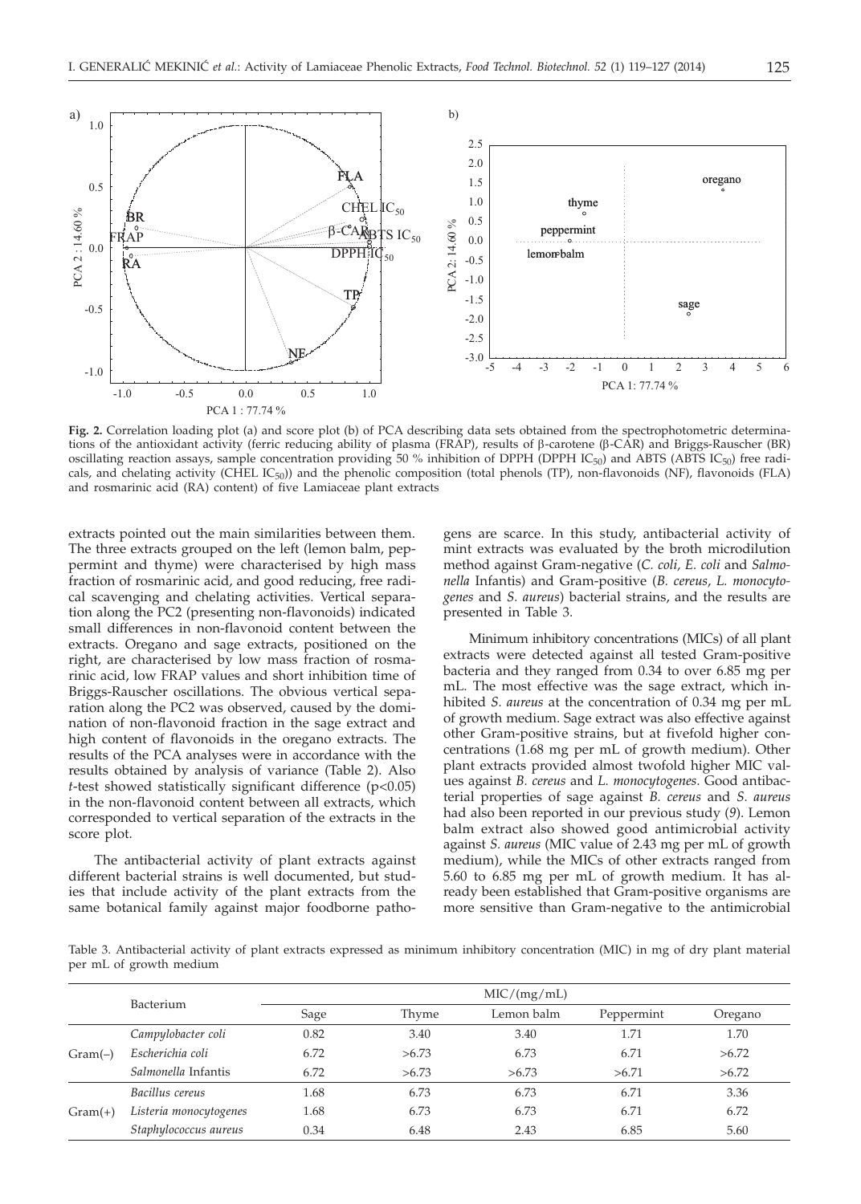**Fig. 2.** Correlation loading plot (a) and score plot (b) of PCA describing data sets obtained from the spectrophotometric determinations of the antioxidant activity (ferric reducing ability of plasma (FRAP), results of β-carotene (β-CAR) and Briggs-Rauscher (BR) oscillating reaction assays, sample concentration providing 50 % inhibition of DPPH (DPPH $IC_{50}$) and ABTS (ABTS $IC_{50}$) free radicals, and chelating activity (CHEL $IC_{50}$)) and the phenolic composition (total phenols (TP), non-flavonoids (NF), flavonoids (FLA) and rosmarinic acid (RA) content) of five Lamiaceae plant extracts

extracts pointed out the main similarities between them. The three extracts grouped on the left (lemon balm, peppermint and thyme) were characterised by high mass fraction of rosmarinic acid, and good reducing, free radical scavenging and chelating activities. Vertical separation along the PC2 (presenting non-flavonoids) indicated small differences in non-flavonoid content between the extracts. Oregano and sage extracts, positioned on the right, are characterised by low mass fraction of rosmarinic acid, low FRAP values and short inhibition time of Briggs-Rauscher oscillations. The obvious vertical separation along the PC2 was observed, caused by the domination of non-flavonoid fraction in the sage extract and high content of flavonoids in the oregano extracts. The results of the PCA analyses were in accordance with the results obtained by analysis of variance (Table 2). Also *t*-test showed statistically significant difference ($p<0.05$) in the non-flavonoid content between all extracts, which corresponded to vertical separation of the extracts in the score plot.

The antibacterial activity of plant extracts against different bacterial strains is well documented, but studies that include activity of the plant extracts from the same botanical family against major foodborne pathogens are scarce. In this study, antibacterial activity of mint extracts was evaluated by the broth microdilution method against Gram-negative (*C. coli, E. coli* and *Salmonella* Infantis) and Gram-positive (*B. cereus, L. monocytogenes* and *S. aureus*) bacterial strains, and the results are presented in Table 3.

Minimum inhibitory concentrations (MICs) of all plant extracts were detected against all tested Gram-positive bacteria and they ranged from 0.34 to over 6.85 mg per mL. The most effective was the sage extract, which inhibited *S. aureus* at the concentration of 0.34 mg per mL of growth medium. Sage extract was also effective against other Gram-positive strains, but at fivefold higher concentrations (1.68 mg per mL of growth medium). Other plant extracts provided almost twofold higher MIC values against *B. cereus* and *L. monocytogenes*. Good antibacterial properties of sage against *B. cereus* and *S. aureus* had also been reported in our previous study (*9*). Lemon balm extract also showed good antimicrobial activity against *S. aureus* (MIC value of 2.43 mg per mL of growth medium), while the MICs of other extracts ranged from 5.60 to 6.85 mg per mL of growth medium. It has already been established that Gram-positive organisms are more sensitive than Gram-negative to the antimicrobial

Table 3. Antibacterial activity of plant extracts expressed as minimum inhibitory concentration (MIC) in mg of dry plant material per mL of growth medium

| | Bacterium | MIC/(mg/mL) | | | | |
|---|---|---|---|---|---|---|
| | | Sage | Thyme | Lemon balm | Peppermint | Oregano |
| Gram(–) | *Campylobacter coli* | 0.82 | 3.40 | 3.40 | 1.71 | 1.70 |
| | *Escherichia coli* | 6.72 | >6.73 | 6.73 | 6.71 | >6.72 |
| | *Salmonella* Infantis | 6.72 | >6.73 | >6.73 | >6.71 | >6.72 |
| Gram(+) | *Bacillus cereus* | 1.68 | 6.73 | 6.73 | 6.71 | 3.36 |
| | *Listeria monocytogenes* | 1.68 | 6.73 | 6.73 | 6.71 | 6.72 |
| | *Staphylococcus aureus* | 0.34 | 6.48 | 2.43 | 6.85 | 5.60 |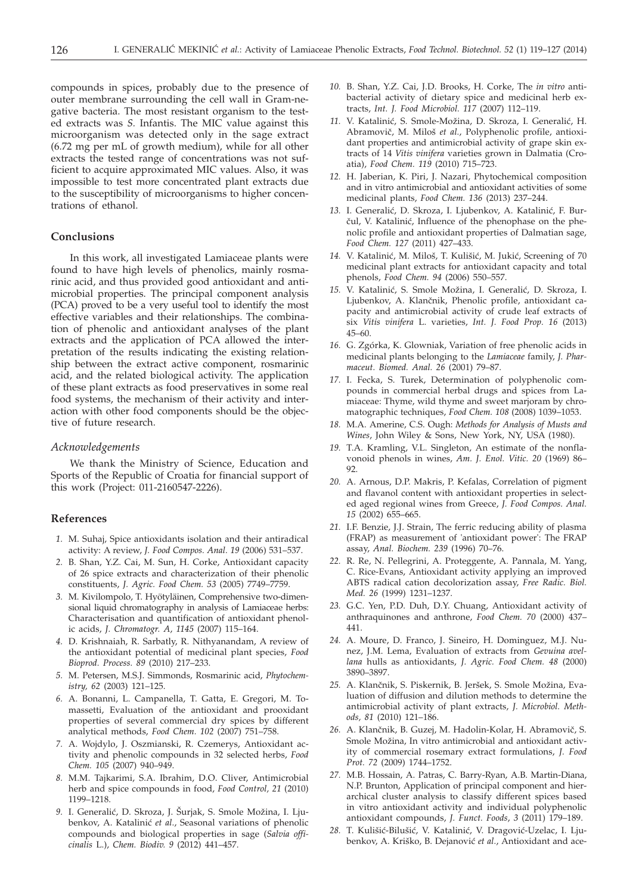compounds in spices, probably due to the presence of outer membrane surrounding the cell wall in Gram-negative bacteria. The most resistant organism to the tested extracts was *S.* Infantis. The MIC value against this microorganism was detected only in the sage extract (6.72 mg per mL of growth medium), while for all other extracts the tested range of concentrations was not sufficient to acquire approximated MIC values. Also, it was impossible to test more concentrated plant extracts due to the susceptibility of microorganisms to higher concentrations of ethanol.

## Conclusions

In this work, all investigated Lamiaceae plants were found to have high levels of phenolics, mainly rosmarinic acid, and thus provided good antioxidant and antimicrobial properties. The principal component analysis (PCA) proved to be a very useful tool to identify the most effective variables and their relationships. The combination of phenolic and antioxidant analyses of the plant extracts and the application of PCA allowed the interpretation of the results indicating the existing relationship between the extract active component, rosmarinic acid, and the related biological activity. The application of these plant extracts as food preservatives in some real food systems, the mechanism of their activity and interaction with other food components should be the objective of future research.

### *Acknowledgements*

We thank the Ministry of Science, Education and Sports of the Republic of Croatia for financial support of this work (Project: 011-2160547-2226).

## References

1. M. Suhaj, Spice antioxidants isolation and their antiradical activity: A review, *J. Food Compos. Anal. 19* (2006) 531–537.
2. B. Shan, Y.Z. Cai, M. Sun, H. Corke, Antioxidant capacity of 26 spice extracts and characterization of their phenolic constituents, *J. Agric. Food Chem. 53* (2005) 7749–7759.
3. M. Kivilompolo, T. Hyötyläinen, Comprehensive two-dimensional liquid chromatography in analysis of Lamiaceae herbs: Characterisation and quantification of antioxidant phenolic acids, *J. Chromatogr. A, 1145* (2007) 115–164.
4. D. Krishnaiah, R. Sarbatly, R. Nithyanandam, A review of the antioxidant potential of medicinal plant species, *Food Bioprod. Process. 89* (2010) 217–233.
5. M. Petersen, M.S.J. Simmonds, Rosmarinic acid, *Phytochemistry, 62* (2003) 121–125.
6. A. Bonanni, L. Campanella, T. Gatta, E. Gregori, M. Tomassetti, Evaluation of the antioxidant and prooxidant properties of several commercial dry spices by different analytical methods, *Food Chem. 102* (2007) 751–758.
7. A. Wojdylo, J. Oszmianski, R. Czemerys, Antioxidant activity and phenolic compounds in 32 selected herbs, *Food Chem. 105* (2007) 940–949.
8. M.M. Tajkarimi, S.A. Ibrahim, D.O. Cliver, Antimicrobial herb and spice compounds in food, *Food Control, 21* (2010) 1199–1218.
9. I. Generalić, D. Skroza, J. Šurjak, S. Smole Možina, I. Ljubenkov, A. Katalinić *et al.*, Seasonal variations of phenolic compounds and biological properties in sage (*Salvia officinalis* L.), *Chem. Biodiv. 9* (2012) 441–457.
10. B. Shan, Y.Z. Cai, J.D. Brooks, H. Corke, The *in vitro* antibacterial activity of dietary spice and medicinal herb extracts, *Int. J. Food Microbiol. 117* (2007) 112–119.
11. V. Katalinić, S. Smole-Možina, D. Skroza, I. Generalić, H. Abramovič, M. Miloš *et al.*, Polyphenolic profile, antioxidant properties and antimicrobial activity of grape skin extracts of 14 *Vitis vinifera* varieties grown in Dalmatia (Croatia), *Food Chem. 119* (2010) 715–723.
12. H. Jaberian, K. Piri, J. Nazari, Phytochemical composition and in vitro antimicrobial and antioxidant activities of some medicinal plants, *Food Chem. 136* (2013) 237–244.
13. I. Generalić, D. Skroza, I. Ljubenkov, A. Katalinić, F. Burčul, V. Katalinić, Influence of the phenophase on the phenolic profile and antioxidant properties of Dalmatian sage, *Food Chem. 127* (2011) 427–433.
14. V. Katalinić, M. Miloš, T. Kulišić, M. Jukić, Screening of 70 medicinal plant extracts for antioxidant capacity and total phenols, *Food Chem. 94* (2006) 550–557.
15. V. Katalinić, S. Smole Možina, I. Generalić, D. Skroza, I. Ljubenkov, A. Klančnik, Phenolic profile, antioxidant capacity and antimicrobial activity of crude leaf extracts of six *Vitis vinifera* L. varieties, *Int. J. Food Prop. 16* (2013) 45–60.
16. G. Zgórka, K. Glowniak, Variation of free phenolic acids in medicinal plants belonging to the *Lamiaceae* family, *J. Pharmaceut. Biomed. Anal. 26* (2001) 79–87.
17. I. Fecka, S. Turek, Determination of polyphenolic compounds in commercial herbal drugs and spices from Lamiaceae: Thyme, wild thyme and sweet marjoram by chromatographic techniques, *Food Chem. 108* (2008) 1039–1053.
18. M.A. Amerine, C.S. Ough: *Methods for Analysis of Musts and Wines*, John Wiley & Sons, New York, NY, USA (1980).
19. T.A. Kramling, V.L. Singleton, An estimate of the nonflavonoid phenols in wines, *Am. J. Enol. Vitic. 20* (1969) 86–92.
20. A. Arnous, D.P. Makris, P. Kefalas, Correlation of pigment and flavanol content with antioxidant properties in selected aged regional wines from Greece, *J. Food Compos. Anal. 15* (2002) 655–665.
21. I.F. Benzie, J.J. Strain, The ferric reducing ability of plasma (FRAP) as measurement of 'antioxidant power': The FRAP assay, *Anal. Biochem. 239* (1996) 70–76.
22. R. Re, N. Pellegrini, A. Proteggente, A. Pannala, M. Yang, C. Rice-Evans, Antioxidant activity applying an improved ABTS radical cation decolorization assay, *Free Radic. Biol. Med. 26* (1999) 1231–1237.
23. G.C. Yen, P.D. Duh, D.Y. Chuang, Antioxidant activity of anthraquinones and anthrone, *Food Chem. 70* (2000) 437–441.
24. A. Moure, D. Franco, J. Sineiro, H. Dominguez, M.J. Nunez, J.M. Lema, Evaluation of extracts from *Gevuina avellana* hulls as antioxidants, *J. Agric. Food Chem. 48* (2000) 3890–3897.
25. A. Klančnik, S. Piskernik, B. Jeršek, S. Smole Možina, Evaluation of diffusion and dilution methods to determine the antimicrobial activity of plant extracts, *J. Microbiol. Methods, 81* (2010) 121–186.
26. A. Klančnik, B. Guzej, M. Hadolin-Kolar, H. Abramovič, S. Smole Možina, In vitro antimicrobial and antioxidant activity of commercial rosemary extract formulations, *J. Food Prot. 72* (2009) 1744–1752.
27. M.B. Hossain, A. Patras, C. Barry-Ryan, A.B. Martin-Diana, N.P. Brunton, Application of principal component and hierarchical cluster analysis to classify different spices based in vitro antioxidant activity and individual polyphenolic antioxidant compounds, *J. Funct. Foods, 3* (2011) 179–189.
28. T. Kulišić-Bilušić, V. Katalinić, V. Dragović-Uzelac, I. Ljubenkov, A. Kriško, B. Dejanović *et al.*, Antioxidant and ace-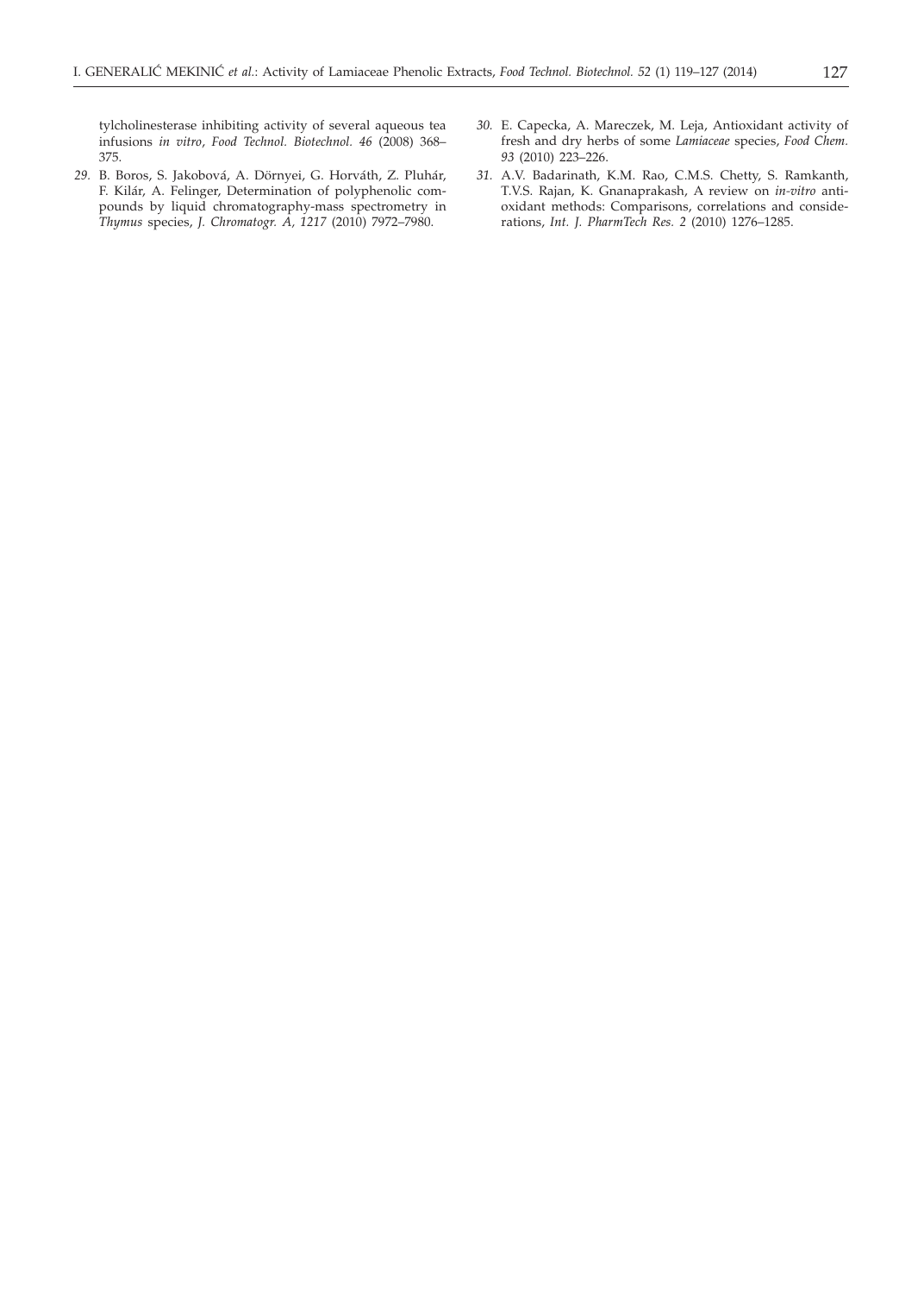tylcholinesterase inhibiting activity of several aqueous tea infusions *in vitro*, *Food Technol. Biotechnol. 46* (2008) 368–375.

*29.* B. Boros, S. Jakobová, A. Dörnyei, G. Horváth, Z. Pluhár, F. Kilár, A. Felinger, Determination of polyphenolic compounds by liquid chromatography-mass spectrometry in *Thymus* species, *J. Chromatogr. A, 1217* (2010) 7972–7980.

*30.* E. Capecka, A. Mareczek, M. Leja, Antioxidant activity of fresh and dry herbs of some *Lamiaceae* species, *Food Chem. 93* (2010) 223–226.

*31.* A.V. Badarinath, K.M. Rao, C.M.S. Chetty, S. Ramkanth, T.V.S. Rajan, K. Gnanaprakash, A review on *in-vitro* antioxidant methods: Comparisons, correlations and considerations, *Int. J. PharmTech Res. 2* (2010) 1276–1285.